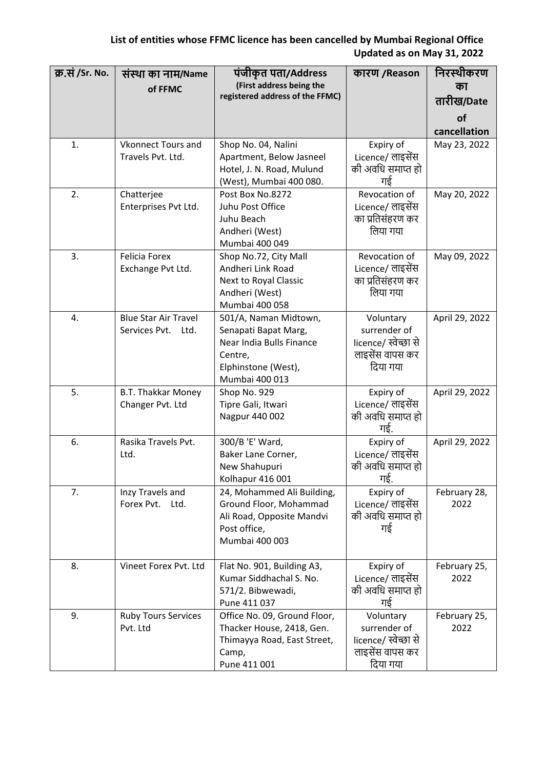**List of entities whose FFMC licence has been cancelled by Mumbai Regional Office**
**Updated as on May 31, 2022**

| क्र.सं /Sr. No. | संस्था का नाम/Name of FFMC | पंजीकृत पता/Address (First address being the registered address of the FFMC) | कारण /Reason | निरस्थीकरण का तारीख/Date of cancellation |
|---|---|---|---|---|
| 1. | Vkonnect Tours and Travels Pvt. Ltd. | Shop No. 04, Nalini Apartment, Below Jasneel Hotel, J. N. Road, Mulund (West), Mumbai 400 080. | Expiry of Licence/ लाइसेंस की अवधि समाप्त हो गई | May 23, 2022 |
| 2. | Chatterjee Enterprises Pvt Ltd. | Post Box No.8272 Juhu Post Office Juhu Beach Andheri (West) Mumbai 400 049 | Revocation of Licence/ लाइसेंस का प्रतिसंहरण कर लिया गया | May 20, 2022 |
| 3. | Felicia Forex Exchange Pvt Ltd. | Shop No.72, City Mall Andheri Link Road Next to Royal Classic Andheri (West) Mumbai 400 058 | Revocation of Licence/ लाइसेंस का प्रतिसंहरण कर लिया गया | May 09, 2022 |
| 4. | Blue Star Air Travel Services Pvt. Ltd. | 501/A, Naman Midtown, Senapati Bapat Marg, Near India Bulls Finance Centre, Elphinstone (West), Mumbai 400 013 | Voluntary surrender of licence/ स्वेच्छा से लाइसेंस वापस कर दिया गया | April 29, 2022 |
| 5. | B.T. Thakkar Money Changer Pvt. Ltd | Shop No. 929 Tipre Gali, Itwari Nagpur 440 002 | Expiry of Licence/ लाइसेंस की अवधि समाप्त हो गई. | April 29, 2022 |
| 6. | Rasika Travels Pvt. Ltd. | 300/B 'E' Ward, Baker Lane Corner, New Shahupuri Kolhapur 416 001 | Expiry of Licence/ लाइसेंस की अवधि समाप्त हो गई. | April 29, 2022 |
| 7. | Inzy Travels and Forex Pvt. Ltd. | 24, Mohammed Ali Building, Ground Floor, Mohammad Ali Road, Opposite Mandvi Post office, Mumbai 400 003 | Expiry of Licence/ लाइसेंस की अवधि समाप्त हो गई | February 28, 2022 |
| 8. | Vineet Forex Pvt. Ltd | Flat No. 901, Building A3, Kumar Siddhachal S. No. 571/2. Bibwewadi, Pune 411 037 | Expiry of Licence/ लाइसेंस की अवधि समाप्त हो गई | February 25, 2022 |
| 9. | Ruby Tours Services Pvt. Ltd | Office No. 09, Ground Floor, Thacker House, 2418, Gen. Thimayya Road, East Street, Camp, Pune 411 001 | Voluntary surrender of licence/ स्वेच्छा से लाइसेंस वापस कर दिया गया | February 25, 2022 |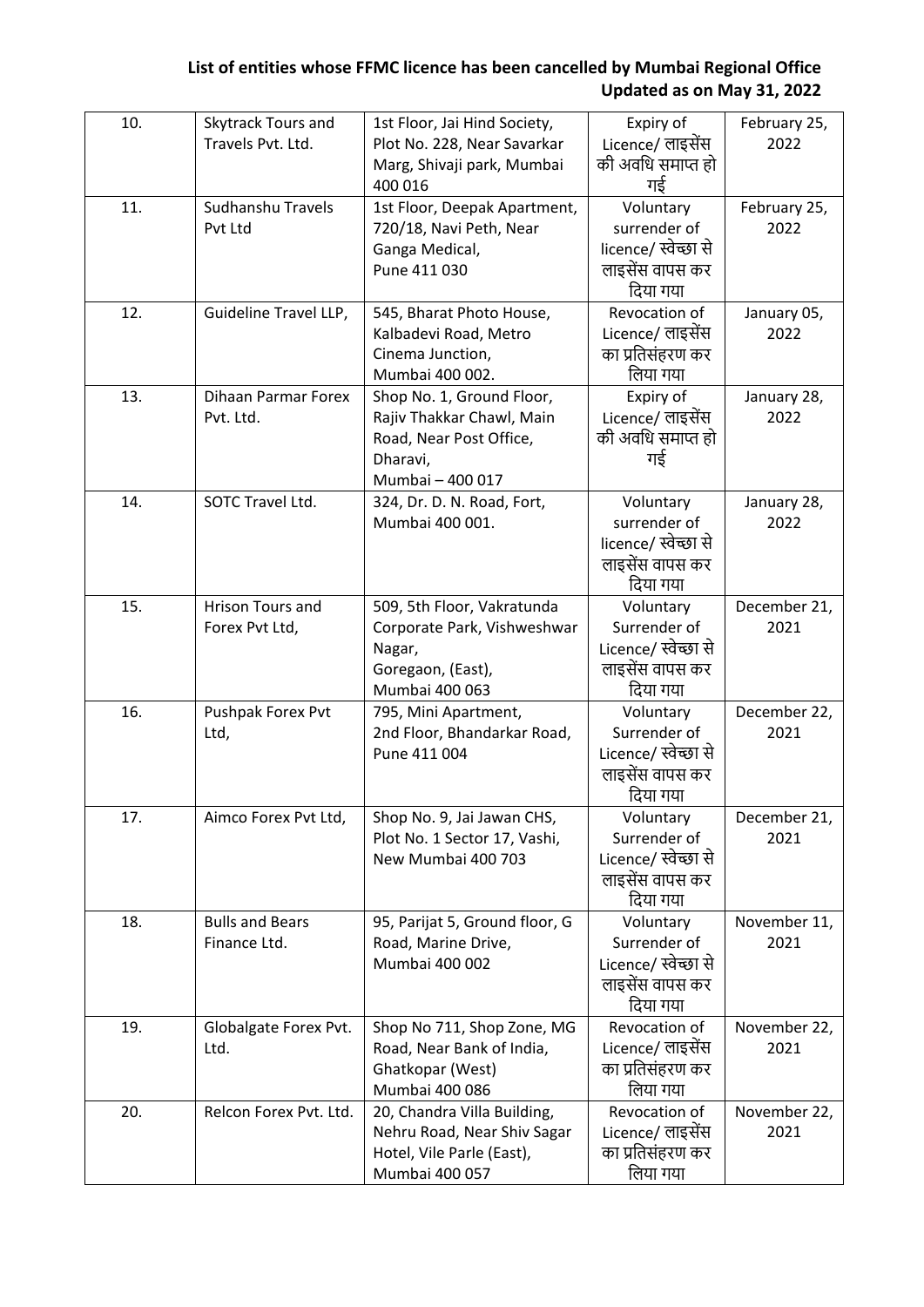**List of entities whose FFMC licence has been cancelled by Mumbai Regional Office**
**Updated as on May 31, 2022**

| | | | | |
|---|---|---|---|---|
| 10. | Skytrack Tours and Travels Pvt. Ltd. | 1st Floor, Jai Hind Society, Plot No. 228, Near Savarkar Marg, Shivaji park, Mumbai 400 016 | Expiry of Licence/ लाइसेंस की अवधि समाप्त हो गई | February 25, 2022 |
| 11. | Sudhanshu Travels Pvt Ltd | 1st Floor, Deepak Apartment, 720/18, Navi Peth, Near Ganga Medical, Pune 411 030 | Voluntary surrender of licence/ स्वेच्छा से लाइसेंस वापस कर दिया गया | February 25, 2022 |
| 12. | Guideline Travel LLP, | 545, Bharat Photo House, Kalbadevi Road, Metro Cinema Junction, Mumbai 400 002. | Revocation of Licence/ लाइसेंस का प्रतिसंहरण कर लिया गया | January 05, 2022 |
| 13. | Dihaan Parmar Forex Pvt. Ltd. | Shop No. 1, Ground Floor, Rajiv Thakkar Chawl, Main Road, Near Post Office, Dharavi, Mumbai – 400 017 | Expiry of Licence/ लाइसेंस की अवधि समाप्त हो गई | January 28, 2022 |
| 14. | SOTC Travel Ltd. | 324, Dr. D. N. Road, Fort, Mumbai 400 001. | Voluntary surrender of licence/ स्वेच्छा से लाइसेंस वापस कर दिया गया | January 28, 2022 |
| 15. | Hrison Tours and Forex Pvt Ltd, | 509, 5th Floor, Vakratunda Corporate Park, Vishweshwar Nagar, Goregaon, (East), Mumbai 400 063 | Voluntary Surrender of Licence/ स्वेच्छा से लाइसेंस वापस कर दिया गया | December 21, 2021 |
| 16. | Pushpak Forex Pvt Ltd, | 795, Mini Apartment, 2nd Floor, Bhandarkar Road, Pune 411 004 | Voluntary Surrender of Licence/ स्वेच्छा से लाइसेंस वापस कर दिया गया | December 22, 2021 |
| 17. | Aimco Forex Pvt Ltd, | Shop No. 9, Jai Jawan CHS, Plot No. 1 Sector 17, Vashi, New Mumbai 400 703 | Voluntary Surrender of Licence/ स्वेच्छा से लाइसेंस वापस कर दिया गया | December 21, 2021 |
| 18. | Bulls and Bears Finance Ltd. | 95, Parijat 5, Ground floor, G Road, Marine Drive, Mumbai 400 002 | Voluntary Surrender of Licence/ स्वेच्छा से लाइसेंस वापस कर दिया गया | November 11, 2021 |
| 19. | Globalgate Forex Pvt. Ltd. | Shop No 711, Shop Zone, MG Road, Near Bank of India, Ghatkopar (West) Mumbai 400 086 | Revocation of Licence/ लाइसेंस का प्रतिसंहरण कर लिया गया | November 22, 2021 |
| 20. | Relcon Forex Pvt. Ltd. | 20, Chandra Villa Building, Nehru Road, Near Shiv Sagar Hotel, Vile Parle (East), Mumbai 400 057 | Revocation of Licence/ लाइसेंस का प्रतिसंहरण कर लिया गया | November 22, 2021 |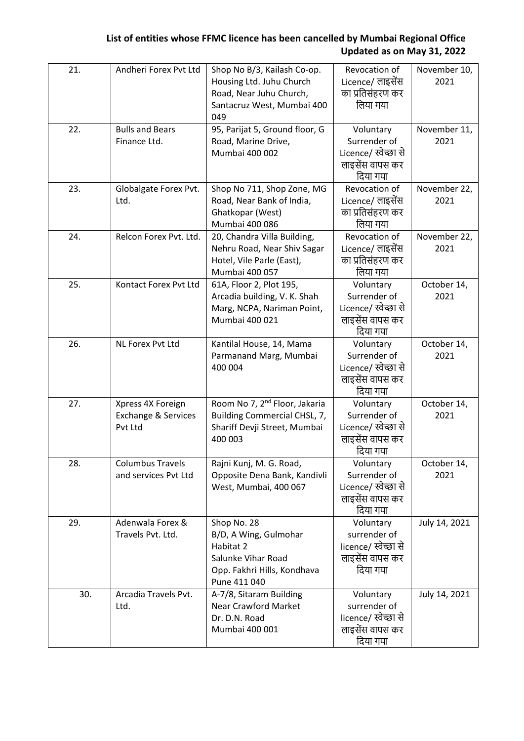**List of entities whose FFMC licence has been cancelled by Mumbai Regional Office**
**Updated as on May 31, 2022**

| | | | | |
|---|---|---|---|---|
| 21. | Andheri Forex Pvt Ltd | Shop No B/3, Kailash Co-op. Housing Ltd. Juhu Church Road, Near Juhu Church, Santacruz West, Mumbai 400 049 | Revocation of Licence/ लाइसेंस का प्रतिसंहरण कर लिया गया | November 10, 2021 |
| 22. | Bulls and Bears Finance Ltd. | 95, Parijat 5, Ground floor, G Road, Marine Drive, Mumbai 400 002 | Voluntary Surrender of Licence/ स्वेच्छा से लाइसेंस वापस कर दिया गया | November 11, 2021 |
| 23. | Globalgate Forex Pvt. Ltd. | Shop No 711, Shop Zone, MG Road, Near Bank of India, Ghatkopar (West) Mumbai 400 086 | Revocation of Licence/ लाइसेंस का प्रतिसंहरण कर लिया गया | November 22, 2021 |
| 24. | Relcon Forex Pvt. Ltd. | 20, Chandra Villa Building, Nehru Road, Near Shiv Sagar Hotel, Vile Parle (East), Mumbai 400 057 | Revocation of Licence/ लाइसेंस का प्रतिसंहरण कर लिया गया | November 22, 2021 |
| 25. | Kontact Forex Pvt Ltd | 61A, Floor 2, Plot 195, Arcadia building, V. K. Shah Marg, NCPA, Nariman Point, Mumbai 400 021 | Voluntary Surrender of Licence/ स्वेच्छा से लाइसेंस वापस कर दिया गया | October 14, 2021 |
| 26. | NL Forex Pvt Ltd | Kantilal House, 14, Mama Parmanand Marg, Mumbai 400 004 | Voluntary Surrender of Licence/ स्वेच्छा से लाइसेंस वापस कर दिया गया | October 14, 2021 |
| 27. | Xpress 4X Foreign Exchange & Services Pvt Ltd | Room No 7, 2nd Floor, Jakaria Building Commercial CHSL, 7, Shariff Devji Street, Mumbai 400 003 | Voluntary Surrender of Licence/ स्वेच्छा से लाइसेंस वापस कर दिया गया | October 14, 2021 |
| 28. | Columbus Travels and services Pvt Ltd | Rajni Kunj, M. G. Road, Opposite Dena Bank, Kandivli West, Mumbai, 400 067 | Voluntary Surrender of Licence/ स्वेच्छा से लाइसेंस वापस कर दिया गया | October 14, 2021 |
| 29. | Adenwala Forex & Travels Pvt. Ltd. | Shop No. 28 B/D, A Wing, Gulmohar Habitat 2 Salunke Vihar Road Opp. Fakhri Hills, Kondhava Pune 411 040 | Voluntary surrender of licence/ स्वेच्छा से लाइसेंस वापस कर दिया गया | July 14, 2021 |
| 30. | Arcadia Travels Pvt. Ltd. | A-7/8, Sitaram Building Near Crawford Market Dr. D.N. Road Mumbai 400 001 | Voluntary surrender of licence/ स्वेच्छा से लाइसेंस वापस कर दिया गया | July 14, 2021 |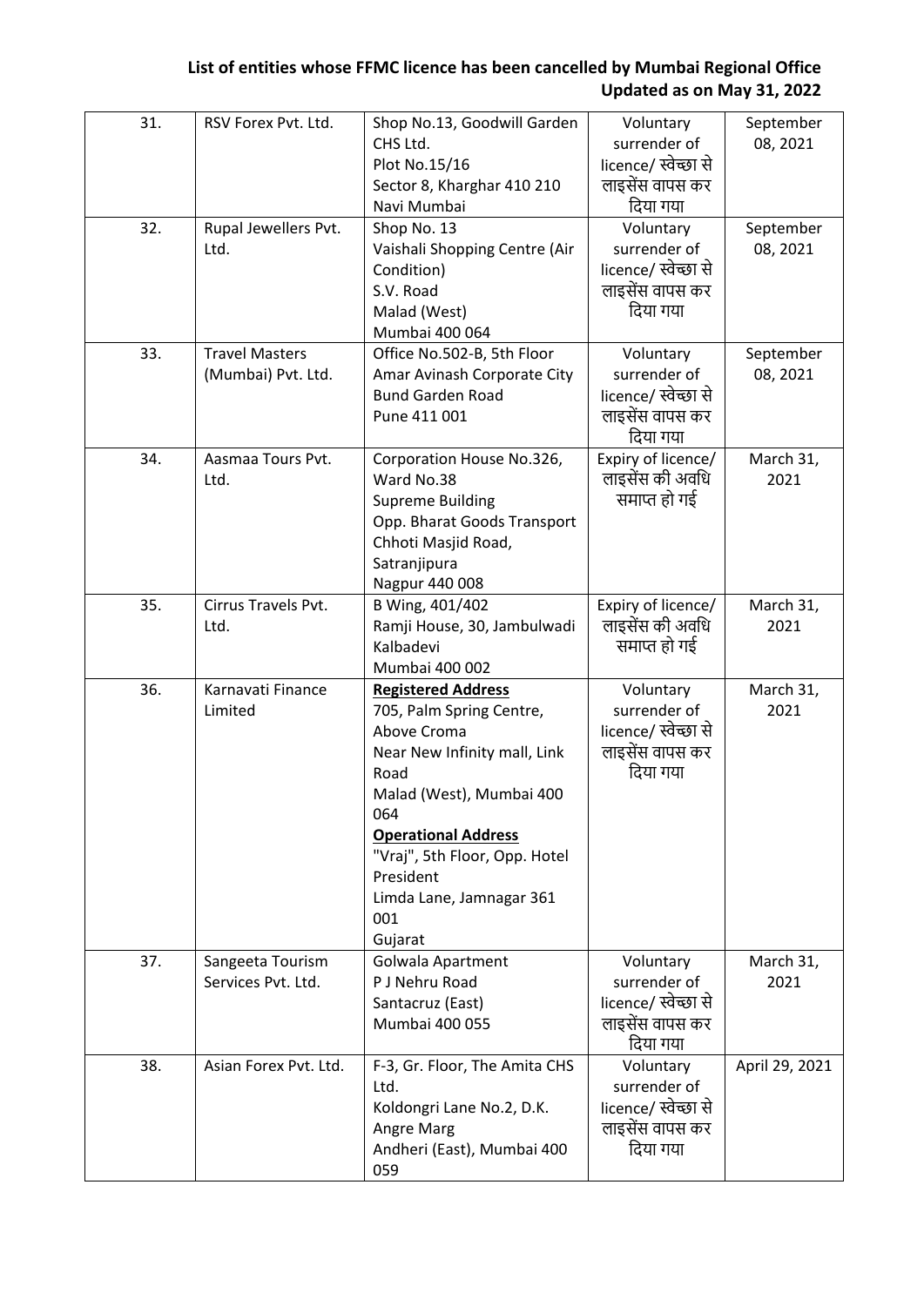**List of entities whose FFMC licence has been cancelled by Mumbai Regional Office Updated as on May 31, 2022**

| | | | | |
|---|---|---|---|---|
| 31. | RSV Forex Pvt. Ltd. | Shop No.13, Goodwill Garden CHS Ltd.<br>Plot No.15/16<br>Sector 8, Kharghar 410 210<br>Navi Mumbai | Voluntary surrender of licence/ स्वेच्छा से लाइसेंस वापस कर दिया गया | September 08, 2021 |
| 32. | Rupal Jewellers Pvt. Ltd. | Shop No. 13<br>Vaishali Shopping Centre (Air Condition)<br>S.V. Road<br>Malad (West)<br>Mumbai 400 064 | Voluntary surrender of licence/ स्वेच्छा से लाइसेंस वापस कर दिया गया | September 08, 2021 |
| 33. | Travel Masters (Mumbai) Pvt. Ltd. | Office No.502-B, 5th Floor<br>Amar Avinash Corporate City<br>Bund Garden Road<br>Pune 411 001 | Voluntary surrender of licence/ स्वेच्छा से लाइसेंस वापस कर दिया गया | September 08, 2021 |
| 34. | Aasmaa Tours Pvt. Ltd. | Corporation House No.326, Ward No.38<br>Supreme Building<br>Opp. Bharat Goods Transport<br>Chhoti Masjid Road, Satranjipura<br>Nagpur 440 008 | Expiry of licence/ लाइसेंस की अवधि समाप्त हो गई | March 31, 2021 |
| 35. | Cirrus Travels Pvt. Ltd. | B Wing, 401/402<br>Ramji House, 30, Jambulwadi<br>Kalbadevi<br>Mumbai 400 002 | Expiry of licence/ लाइसेंस की अवधि समाप्त हो गई | March 31, 2021 |
| 36. | Karnavati Finance Limited | **Registered Address**<br>705, Palm Spring Centre, Above Croma<br>Near New Infinity mall, Link Road<br>Malad (West), Mumbai 400 064<br>**Operational Address**<br>"Vraj", 5th Floor, Opp. Hotel President<br>Limda Lane, Jamnagar 361 001<br>Gujarat | Voluntary surrender of licence/ स्वेच्छा से लाइसेंस वापस कर दिया गया | March 31, 2021 |
| 37. | Sangeeta Tourism Services Pvt. Ltd. | Golwala Apartment<br>P J Nehru Road<br>Santacruz (East)<br>Mumbai 400 055 | Voluntary surrender of licence/ स्वेच्छा से लाइसेंस वापस कर दिया गया | March 31, 2021 |
| 38. | Asian Forex Pvt. Ltd. | F-3, Gr. Floor, The Amita CHS Ltd.<br>Koldongri Lane No.2, D.K. Angre Marg<br>Andheri (East), Mumbai 400 059 | Voluntary surrender of licence/ स्वेच्छा से लाइसेंस वापस कर दिया गया | April 29, 2021 |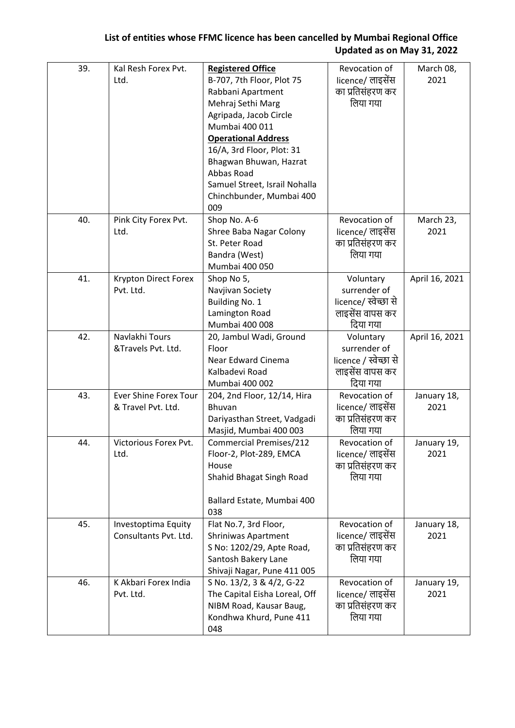**List of entities whose FFMC licence has been cancelled by Mumbai Regional Office Updated as on May 31, 2022**

| | | | | |
|---|---|---|---|---|
| 39. | Kal Resh Forex Pvt. Ltd. | **Registered Office** B-707, 7th Floor, Plot 75 Rabbani Apartment Mehraj Sethi Marg Agripada, Jacob Circle Mumbai 400 011 **Operational Address** 16/A, 3rd Floor, Plot: 31 Bhagwan Bhuwan, Hazrat Abbas Road Samuel Street, Israil Nohalla Chinchbunder, Mumbai 400 009 | Revocation of licence/ लाइसेंस का प्रतिसंहरण कर लिया गया | March 08, 2021 |
| 40. | Pink City Forex Pvt. Ltd. | Shop No. A-6 Shree Baba Nagar Colony St. Peter Road Bandra (West) Mumbai 400 050 | Revocation of licence/ लाइसेंस का प्रतिसंहरण कर लिया गया | March 23, 2021 |
| 41. | Krypton Direct Forex Pvt. Ltd. | Shop No 5, Navjivan Society Building No. 1 Lamington Road Mumbai 400 008 | Voluntary surrender of licence/ स्वेच्छा से लाइसेंस वापस कर दिया गया | April 16, 2021 |
| 42. | Navlakhi Tours &Travels Pvt. Ltd. | 20, Jambul Wadi, Ground Floor Near Edward Cinema Kalbadevi Road Mumbai 400 002 | Voluntary surrender of licence / स्वेच्छा से लाइसेंस वापस कर दिया गया | April 16, 2021 |
| 43. | Ever Shine Forex Tour & Travel Pvt. Ltd. | 204, 2nd Floor, 12/14, Hira Bhuvan Dariyasthan Street, Vadgadi Masjid, Mumbai 400 003 | Revocation of licence/ लाइसेंस का प्रतिसंहरण कर लिया गया | January 18, 2021 |
| 44. | Victorious Forex Pvt. Ltd. | Commercial Premises/212 Floor-2, Plot-289, EMCA House Shahid Bhagat Singh Road Ballard Estate, Mumbai 400 038 | Revocation of licence/ लाइसेंस का प्रतिसंहरण कर लिया गया | January 19, 2021 |
| 45. | Investoptima Equity Consultants Pvt. Ltd. | Flat No.7, 3rd Floor, Shriniwas Apartment S No: 1202/29, Apte Road, Santosh Bakery Lane Shivaji Nagar, Pune 411 005 | Revocation of licence/ लाइसेंस का प्रतिसंहरण कर लिया गया | January 18, 2021 |
| 46. | K Akbari Forex India Pvt. Ltd. | S No. 13/2, 3 & 4/2, G-22 The Capital Eisha Loreal, Off NIBM Road, Kausar Baug, Kondhwa Khurd, Pune 411 048 | Revocation of licence/ लाइसेंस का प्रतिसंहरण कर लिया गया | January 19, 2021 |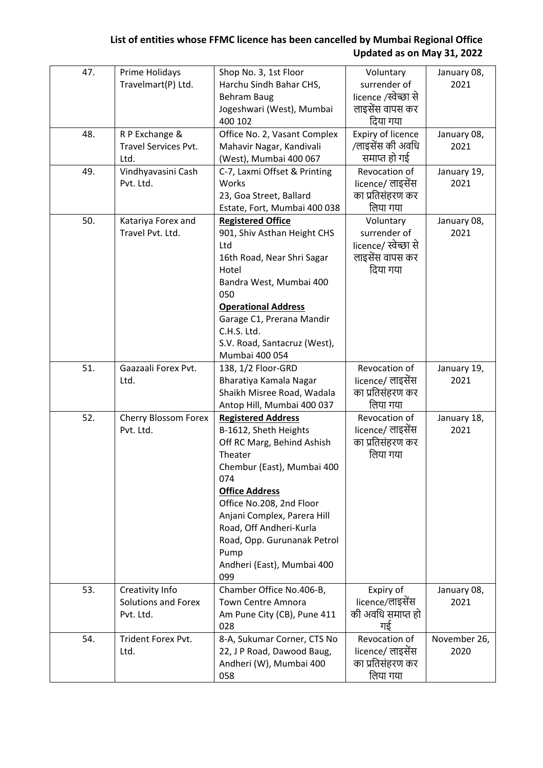**List of entities whose FFMC licence has been cancelled by Mumbai Regional Office**
**Updated as on May 31, 2022**

| | | | | |
|---|---|---|---|---|
| 47. | Prime Holidays Travelmart(P) Ltd. | Shop No. 3, 1st Floor<br>Harchu Sindh Bahar CHS,<br>Behram Baug<br>Jogeshwari (West), Mumbai 400 102 | Voluntary surrender of licence /स्वेच्छा से लाइसेंस वापस कर दिया गया | January 08, 2021 |
| 48. | R P Exchange & Travel Services Pvt. Ltd. | Office No. 2, Vasant Complex<br>Mahavir Nagar, Kandivali (West), Mumbai 400 067 | Expiry of licence /लाइसेंस की अवधि समाप्त हो गई | January 08, 2021 |
| 49. | Vindhyavasini Cash Pvt. Ltd. | C-7, Laxmi Offset & Printing Works<br>23, Goa Street, Ballard Estate, Fort, Mumbai 400 038 | Revocation of licence/ लाइसेंस का प्रतिसंहरण कर लिया गया | January 19, 2021 |
| 50. | Katariya Forex and Travel Pvt. Ltd. | **Registered Office**<br>901, Shiv Asthan Height CHS Ltd<br>16th Road, Near Shri Sagar Hotel<br>Bandra West, Mumbai 400 050<br>**Operational Address**<br>Garage C1, Prerana Mandir C.H.S. Ltd.<br>S.V. Road, Santacruz (West), Mumbai 400 054 | Voluntary surrender of licence/ स्वेच्छा से लाइसेंस वापस कर दिया गया | January 08, 2021 |
| 51. | Gaazaali Forex Pvt. Ltd. | 138, 1/2 Floor-GRD<br>Bharatiya Kamala Nagar<br>Shaikh Misree Road, Wadala<br>Antop Hill, Mumbai 400 037 | Revocation of licence/ लाइसेंस का प्रतिसंहरण कर लिया गया | January 19, 2021 |
| 52. | Cherry Blossom Forex Pvt. Ltd. | **Registered Address**<br>B-1612, Sheth Heights<br>Off RC Marg, Behind Ashish Theater<br>Chembur (East), Mumbai 400 074<br>**Office Address**<br>Office No.208, 2nd Floor<br>Anjani Complex, Parera Hill Road, Off Andheri-Kurla Road, Opp. Gurunanak Petrol Pump<br>Andheri (East), Mumbai 400 099 | Revocation of licence/ लाइसेंस का प्रतिसंहरण कर लिया गया | January 18, 2021 |
| 53. | Creativity Info Solutions and Forex Pvt. Ltd. | Chamber Office No.406-B,<br>Town Centre Amnora<br>Am Pune City (CB), Pune 411 028 | Expiry of licence/लाइसेंस की अवधि समाप्त हो गई | January 08, 2021 |
| 54. | Trident Forex Pvt. Ltd. | 8-A, Sukumar Corner, CTS No 22, J P Road, Dawood Baug, Andheri (W), Mumbai 400 058 | Revocation of licence/ लाइसेंस का प्रतिसंहरण कर लिया गया | November 26, 2020 |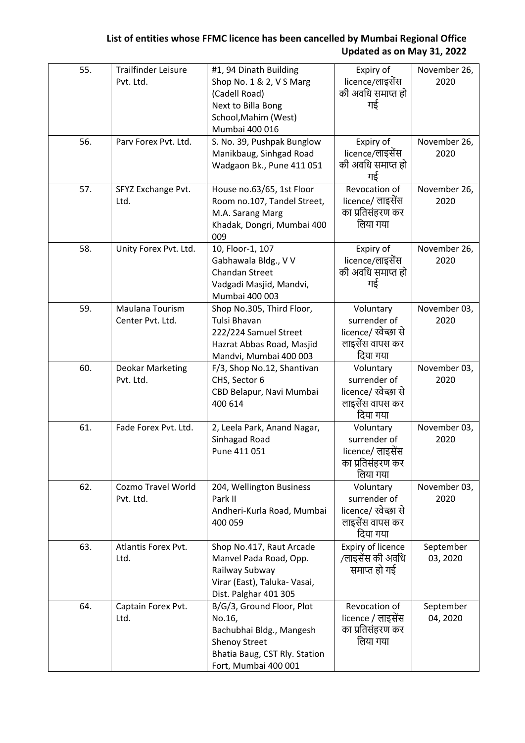**List of entities whose FFMC licence has been cancelled by Mumbai Regional Office**
**Updated as on May 31, 2022**

| | | | | |
|---|---|---|---|---|
| 55. | Trailfinder Leisure Pvt. Ltd. | #1, 94 Dinath Building Shop No. 1 & 2, V S Marg (Cadell Road) Next to Billa Bong School,Mahim (West) Mumbai 400 016 | Expiry of licence/लाइसेंस की अवधि समाप्त हो गई | November 26, 2020 |
| 56. | Parv Forex Pvt. Ltd. | S. No. 39, Pushpak Bunglow Manikbaug, Sinhgad Road Wadgaon Bk., Pune 411 051 | Expiry of licence/लाइसेंस की अवधि समाप्त हो गई | November 26, 2020 |
| 57. | SFYZ Exchange Pvt. Ltd. | House no.63/65, 1st Floor Room no.107, Tandel Street, M.A. Sarang Marg Khadak, Dongri, Mumbai 400 009 | Revocation of licence/ लाइसेंस का प्रतिसंहरण कर लिया गया | November 26, 2020 |
| 58. | Unity Forex Pvt. Ltd. | 10, Floor-1, 107 Gabhawala Bldg., V V Chandan Street Vadgadi Masjid, Mandvi, Mumbai 400 003 | Expiry of licence/लाइसेंस की अवधि समाप्त हो गई | November 26, 2020 |
| 59. | Maulana Tourism Center Pvt. Ltd. | Shop No.305, Third Floor, Tulsi Bhavan 222/224 Samuel Street Hazrat Abbas Road, Masjid Mandvi, Mumbai 400 003 | Voluntary surrender of licence/ स्वेच्छा से लाइसेंस वापस कर दिया गया | November 03, 2020 |
| 60. | Deokar Marketing Pvt. Ltd. | F/3, Shop No.12, Shantivan CHS, Sector 6 CBD Belapur, Navi Mumbai 400 614 | Voluntary surrender of licence/ स्वेच्छा से लाइसेंस वापस कर दिया गया | November 03, 2020 |
| 61. | Fade Forex Pvt. Ltd. | 2, Leela Park, Anand Nagar, Sinhagad Road Pune 411 051 | Voluntary surrender of licence/ लाइसेंस का प्रतिसंहरण कर लिया गया | November 03, 2020 |
| 62. | Cozmo Travel World Pvt. Ltd. | 204, Wellington Business Park II Andheri-Kurla Road, Mumbai 400 059 | Voluntary surrender of licence/ स्वेच्छा से लाइसेंस वापस कर दिया गया | November 03, 2020 |
| 63. | Atlantis Forex Pvt. Ltd. | Shop No.417, Raut Arcade Manvel Pada Road, Opp. Railway Subway Virar (East), Taluka- Vasai, Dist. Palghar 401 305 | Expiry of licence /लाइसेंस की अवधि समाप्त हो गई | September 03, 2020 |
| 64. | Captain Forex Pvt. Ltd. | B/G/3, Ground Floor, Plot No.16, Bachubhai Bldg., Mangesh Shenoy Street Bhatia Baug, CST Rly. Station Fort, Mumbai 400 001 | Revocation of licence / लाइसेंस का प्रतिसंहरण कर लिया गया | September 04, 2020 |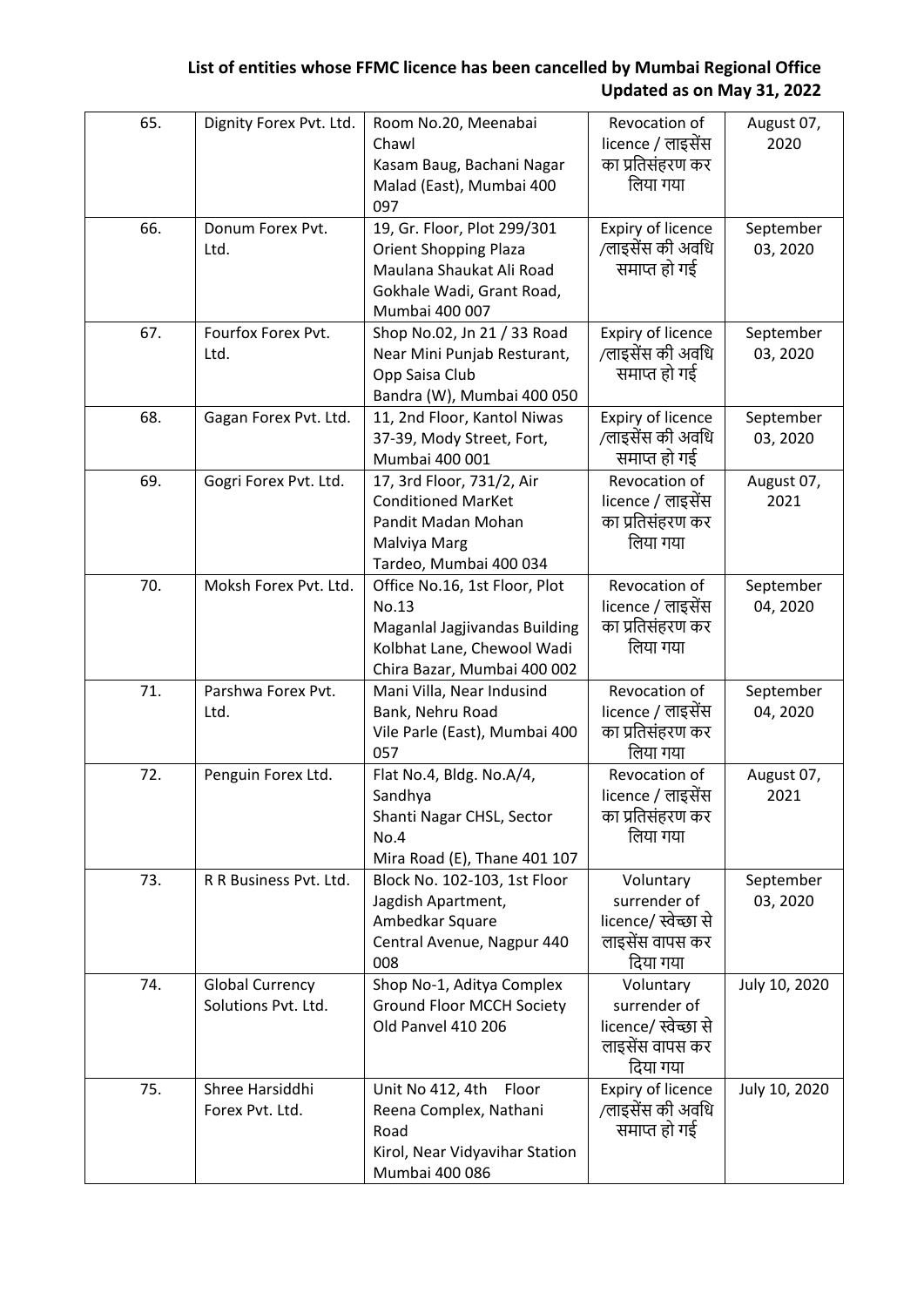**List of entities whose FFMC licence has been cancelled by Mumbai Regional Office**
**Updated as on May 31, 2022**

| | | | | |
|---|---|---|---|---|
| 65. | Dignity Forex Pvt. Ltd. | Room No.20, Meenabai Chawl Kasam Baug, Bachani Nagar Malad (East), Mumbai 400 097 | Revocation of licence / लाइसेंस का प्रतिसंहरण कर लिया गया | August 07, 2020 |
| 66. | Donum Forex Pvt. Ltd. | 19, Gr. Floor, Plot 299/301 Orient Shopping Plaza Maulana Shaukat Ali Road Gokhale Wadi, Grant Road, Mumbai 400 007 | Expiry of licence /लाइसेंस की अवधि समाप्त हो गई | September 03, 2020 |
| 67. | Fourfox Forex Pvt. Ltd. | Shop No.02, Jn 21 / 33 Road Near Mini Punjab Resturant, Opp Saisa Club Bandra (W), Mumbai 400 050 | Expiry of licence /लाइसेंस की अवधि समाप्त हो गई | September 03, 2020 |
| 68. | Gagan Forex Pvt. Ltd. | 11, 2nd Floor, Kantol Niwas 37-39, Mody Street, Fort, Mumbai 400 001 | Expiry of licence /लाइसेंस की अवधि समाप्त हो गई | September 03, 2020 |
| 69. | Gogri Forex Pvt. Ltd. | 17, 3rd Floor, 731/2, Air Conditioned MarKet Pandit Madan Mohan Malviya Marg Tardeo, Mumbai 400 034 | Revocation of licence / लाइसेंस का प्रतिसंहरण कर लिया गया | August 07, 2021 |
| 70. | Moksh Forex Pvt. Ltd. | Office No.16, 1st Floor, Plot No.13 Maganlal Jagjivandas Building Kolbhat Lane, Chewool Wadi Chira Bazar, Mumbai 400 002 | Revocation of licence / लाइसेंस का प्रतिसंहरण कर लिया गया | September 04, 2020 |
| 71. | Parshwa Forex Pvt. Ltd. | Mani Villa, Near Indusind Bank, Nehru Road Vile Parle (East), Mumbai 400 057 | Revocation of licence / लाइसेंस का प्रतिसंहरण कर लिया गया | September 04, 2020 |
| 72. | Penguin Forex Ltd. | Flat No.4, Bldg. No.A/4, Sandhya Shanti Nagar CHSL, Sector No.4 Mira Road (E), Thane 401 107 | Revocation of licence / लाइसेंस का प्रतिसंहरण कर लिया गया | August 07, 2021 |
| 73. | R R Business Pvt. Ltd. | Block No. 102-103, 1st Floor Jagdish Apartment, Ambedkar Square Central Avenue, Nagpur 440 008 | Voluntary surrender of licence/ स्वेच्छा से लाइसेंस वापस कर दिया गया | September 03, 2020 |
| 74. | Global Currency Solutions Pvt. Ltd. | Shop No-1, Aditya Complex Ground Floor MCCH Society Old Panvel 410 206 | Voluntary surrender of licence/ स्वेच्छा से लाइसेंस वापस कर दिया गया | July 10, 2020 |
| 75. | Shree Harsiddhi Forex Pvt. Ltd. | Unit No 412, 4th Floor Reena Complex, Nathani Road Kirol, Near Vidyavihar Station Mumbai 400 086 | Expiry of licence /लाइसेंस की अवधि समाप्त हो गई | July 10, 2020 |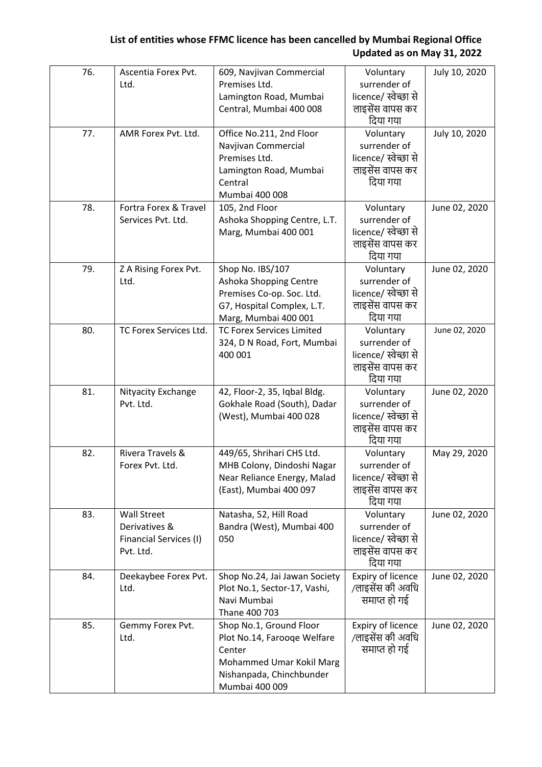**List of entities whose FFMC licence has been cancelled by Mumbai Regional Office**
**Updated as on May 31, 2022**

| | | | | |
|---|---|---|---|---|
| 76. | Ascentia Forex Pvt. Ltd. | 609, Navjivan Commercial Premises Ltd. Lamington Road, Mumbai Central, Mumbai 400 008 | Voluntary surrender of licence/ स्वेच्छा से लाइसेंस वापस कर दिया गया | July 10, 2020 |
| 77. | AMR Forex Pvt. Ltd. | Office No.211, 2nd Floor Navjivan Commercial Premises Ltd. Lamington Road, Mumbai Central Mumbai 400 008 | Voluntary surrender of licence/ स्वेच्छा से लाइसेंस वापस कर दिया गया | July 10, 2020 |
| 78. | Fortra Forex & Travel Services Pvt. Ltd. | 105, 2nd Floor Ashoka Shopping Centre, L.T. Marg, Mumbai 400 001 | Voluntary surrender of licence/ स्वेच्छा से लाइसेंस वापस कर दिया गया | June 02, 2020 |
| 79. | Z A Rising Forex Pvt. Ltd. | Shop No. IBS/107 Ashoka Shopping Centre Premises Co-op. Soc. Ltd. G7, Hospital Complex, L.T. Marg, Mumbai 400 001 | Voluntary surrender of licence/ स्वेच्छा से लाइसेंस वापस कर दिया गया | June 02, 2020 |
| 80. | TC Forex Services Ltd. | TC Forex Services Limited 324, D N Road, Fort, Mumbai 400 001 | Voluntary surrender of licence/ स्वेच्छा से लाइसेंस वापस कर दिया गया | June 02, 2020 |
| 81. | Nityacity Exchange Pvt. Ltd. | 42, Floor-2, 35, Iqbal Bldg. Gokhale Road (South), Dadar (West), Mumbai 400 028 | Voluntary surrender of licence/ स्वेच्छा से लाइसेंस वापस कर दिया गया | June 02, 2020 |
| 82. | Rivera Travels & Forex Pvt. Ltd. | 449/65, Shrihari CHS Ltd. MHB Colony, Dindoshi Nagar Near Reliance Energy, Malad (East), Mumbai 400 097 | Voluntary surrender of licence/ स्वेच्छा से लाइसेंस वापस कर दिया गया | May 29, 2020 |
| 83. | Wall Street Derivatives & Financial Services (I) Pvt. Ltd. | Natasha, 52, Hill Road Bandra (West), Mumbai 400 050 | Voluntary surrender of licence/ स्वेच्छा से लाइसेंस वापस कर दिया गया | June 02, 2020 |
| 84. | Deekaybee Forex Pvt. Ltd. | Shop No.24, Jai Jawan Society Plot No.1, Sector-17, Vashi, Navi Mumbai Thane 400 703 | Expiry of licence /लाइसेंस की अवधि समाप्त हो गई | June 02, 2020 |
| 85. | Gemmy Forex Pvt. Ltd. | Shop No.1, Ground Floor Plot No.14, Farooqe Welfare Center Mohammed Umar Kokil Marg Nishanpada, Chinchbunder Mumbai 400 009 | Expiry of licence /लाइसेंस की अवधि समाप्त हो गई | June 02, 2020 |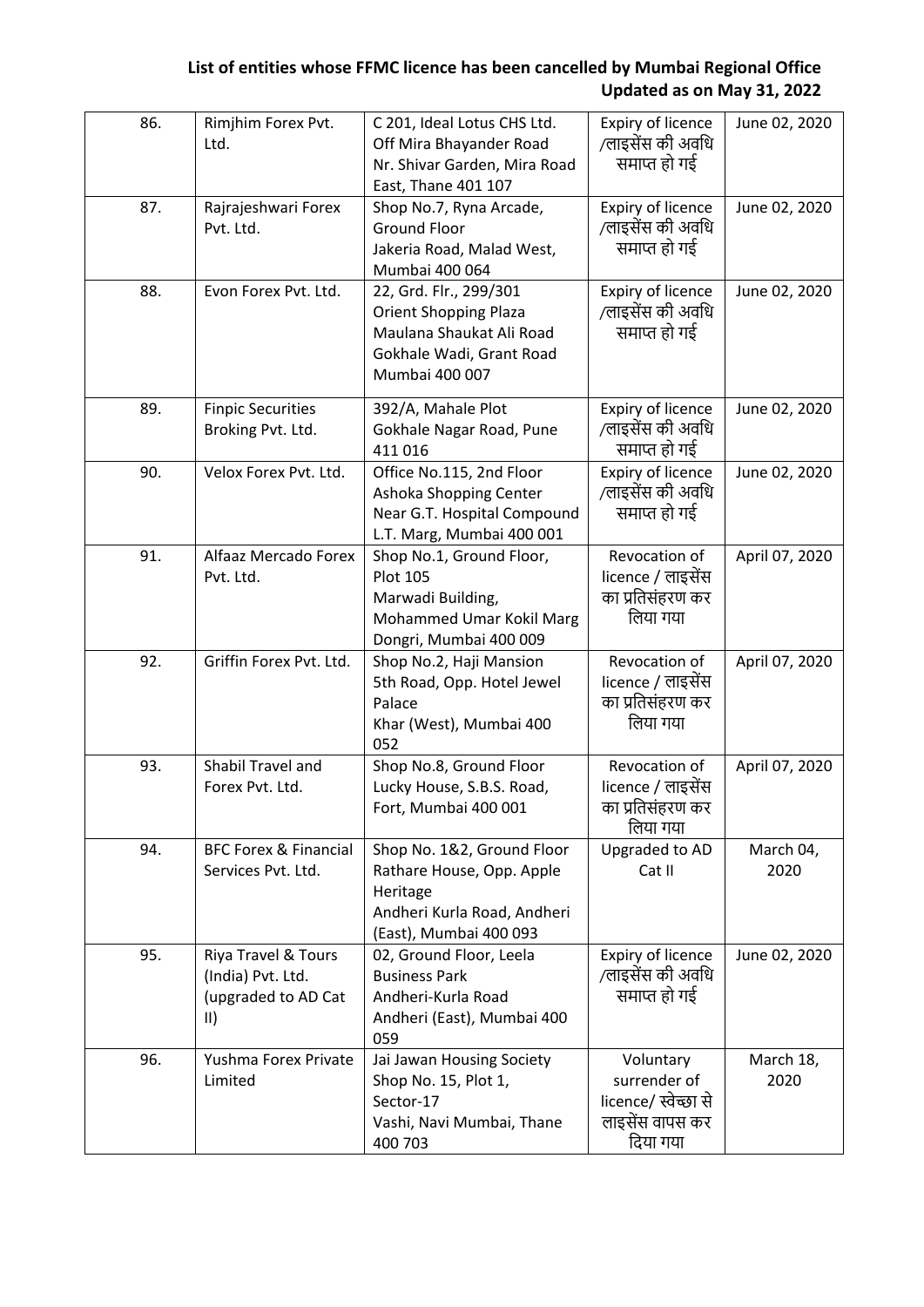**List of entities whose FFMC licence has been cancelled by Mumbai Regional Office**
**Updated as on May 31, 2022**

| | | | | |
|---|---|---|---|---|
| 86. | Rimjhim Forex Pvt. Ltd. | C 201, Ideal Lotus CHS Ltd. Off Mira Bhayander Road Nr. Shivar Garden, Mira Road East, Thane 401 107 | Expiry of licence /लाइसेंस की अवधि समाप्त हो गई | June 02, 2020 |
| 87. | Rajrajeshwari Forex Pvt. Ltd. | Shop No.7, Ryna Arcade, Ground Floor Jakeria Road, Malad West, Mumbai 400 064 | Expiry of licence /लाइसेंस की अवधि समाप्त हो गई | June 02, 2020 |
| 88. | Evon Forex Pvt. Ltd. | 22, Grd. Flr., 299/301 Orient Shopping Plaza Maulana Shaukat Ali Road Gokhale Wadi, Grant Road Mumbai 400 007 | Expiry of licence /लाइसेंस की अवधि समाप्त हो गई | June 02, 2020 |
| 89. | Finpic Securities Broking Pvt. Ltd. | 392/A, Mahale Plot Gokhale Nagar Road, Pune 411 016 | Expiry of licence /लाइसेंस की अवधि समाप्त हो गई | June 02, 2020 |
| 90. | Velox Forex Pvt. Ltd. | Office No.115, 2nd Floor Ashoka Shopping Center Near G.T. Hospital Compound L.T. Marg, Mumbai 400 001 | Expiry of licence /लाइसेंस की अवधि समाप्त हो गई | June 02, 2020 |
| 91. | Alfaaz Mercado Forex Pvt. Ltd. | Shop No.1, Ground Floor, Plot 105 Marwadi Building, Mohammed Umar Kokil Marg Dongri, Mumbai 400 009 | Revocation of licence / लाइसेंस का प्रतिसंहरण कर लिया गया | April 07, 2020 |
| 92. | Griffin Forex Pvt. Ltd. | Shop No.2, Haji Mansion 5th Road, Opp. Hotel Jewel Palace Khar (West), Mumbai 400 052 | Revocation of licence / लाइसेंस का प्रतिसंहरण कर लिया गया | April 07, 2020 |
| 93. | Shabil Travel and Forex Pvt. Ltd. | Shop No.8, Ground Floor Lucky House, S.B.S. Road, Fort, Mumbai 400 001 | Revocation of licence / लाइसेंस का प्रतिसंहरण कर लिया गया | April 07, 2020 |
| 94. | BFC Forex & Financial Services Pvt. Ltd. | Shop No. 1&2, Ground Floor Rathare House, Opp. Apple Heritage Andheri Kurla Road, Andheri (East), Mumbai 400 093 | Upgraded to AD Cat II | March 04, 2020 |
| 95. | Riya Travel & Tours (India) Pvt. Ltd. (upgraded to AD Cat II) | 02, Ground Floor, Leela Business Park Andheri-Kurla Road Andheri (East), Mumbai 400 059 | Expiry of licence /लाइसेंस की अवधि समाप्त हो गई | June 02, 2020 |
| 96. | Yushma Forex Private Limited | Jai Jawan Housing Society Shop No. 15, Plot 1, Sector-17 Vashi, Navi Mumbai, Thane 400 703 | Voluntary surrender of licence/ स्वेच्छा से लाइसेंस वापस कर दिया गया | March 18, 2020 |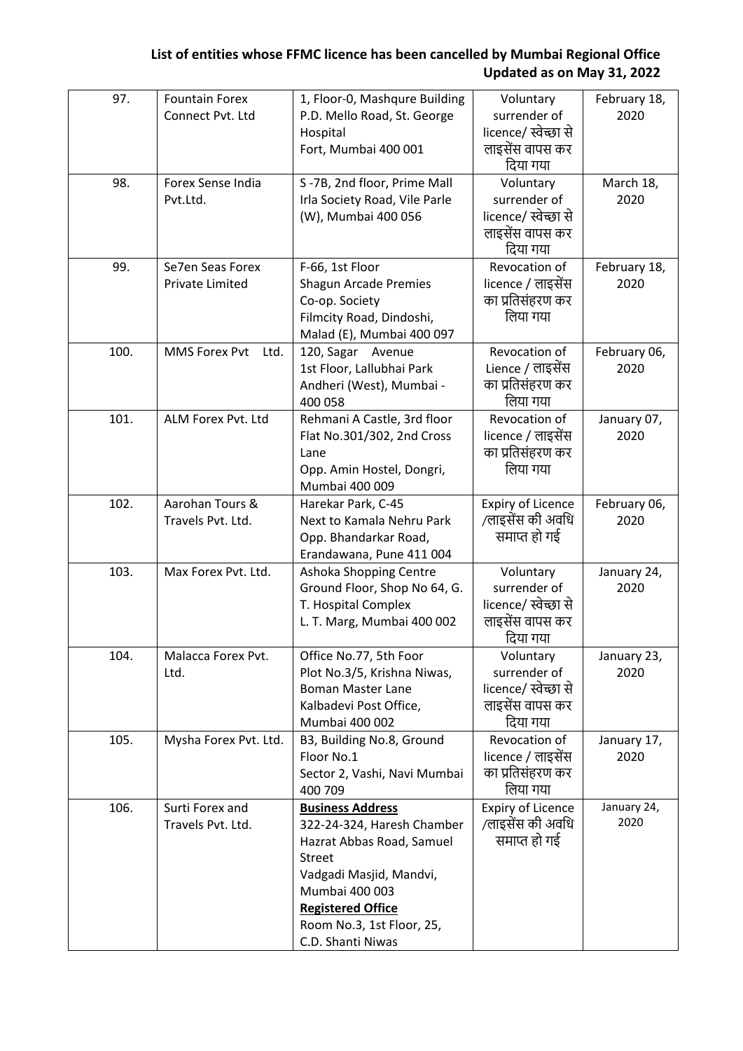**List of entities whose FFMC licence has been cancelled by Mumbai Regional Office Updated as on May 31, 2022**

| | | | | |
|---|---|---|---|---|
| 97. | Fountain Forex Connect Pvt. Ltd | 1, Floor-0, Mashqure Building P.D. Mello Road, St. George Hospital Fort, Mumbai 400 001 | Voluntary surrender of licence/ स्वेच्छा से लाइसेंस वापस कर दिया गया | February 18, 2020 |
| 98. | Forex Sense India Pvt.Ltd. | S -7B, 2nd floor, Prime Mall Irla Society Road, Vile Parle (W), Mumbai 400 056 | Voluntary surrender of licence/ स्वेच्छा से लाइसेंस वापस कर दिया गया | March 18, 2020 |
| 99. | Se7en Seas Forex Private Limited | F-66, 1st Floor Shagun Arcade Premies Co-op. Society Filmcity Road, Dindoshi, Malad (E), Mumbai 400 097 | Revocation of licence / लाइसेंस का प्रतिसंहरण कर लिया गया | February 18, 2020 |
| 100. | MMS Forex Pvt Ltd. | 120, Sagar Avenue 1st Floor, Lallubhai Park Andheri (West), Mumbai - 400 058 | Revocation of Lience / लाइसेंस का प्रतिसंहरण कर लिया गया | February 06, 2020 |
| 101. | ALM Forex Pvt. Ltd | Rehmani A Castle, 3rd floor Flat No.301/302, 2nd Cross Lane Opp. Amin Hostel, Dongri, Mumbai 400 009 | Revocation of licence / लाइसेंस का प्रतिसंहरण कर लिया गया | January 07, 2020 |
| 102. | Aarohan Tours & Travels Pvt. Ltd. | Harekar Park, C-45 Next to Kamala Nehru Park Opp. Bhandarkar Road, Erandawana, Pune 411 004 | Expiry of Licence /लाइसेंस की अवधि समाप्त हो गई | February 06, 2020 |
| 103. | Max Forex Pvt. Ltd. | Ashoka Shopping Centre Ground Floor, Shop No 64, G. T. Hospital Complex L. T. Marg, Mumbai 400 002 | Voluntary surrender of licence/ स्वेच्छा से लाइसेंस वापस कर दिया गया | January 24, 2020 |
| 104. | Malacca Forex Pvt. Ltd. | Office No.77, 5th Foor Plot No.3/5, Krishna Niwas, Boman Master Lane Kalbadevi Post Office, Mumbai 400 002 | Voluntary surrender of licence/ स्वेच्छा से लाइसेंस वापस कर दिया गया | January 23, 2020 |
| 105. | Mysha Forex Pvt. Ltd. | B3, Building No.8, Ground Floor No.1 Sector 2, Vashi, Navi Mumbai 400 709 | Revocation of licence / लाइसेंस का प्रतिसंहरण कर लिया गया | January 17, 2020 |
| 106. | Surti Forex and Travels Pvt. Ltd. | **Business Address** 322-24-324, Haresh Chamber Hazrat Abbas Road, Samuel Street Vadgadi Masjid, Mandvi, Mumbai 400 003 **Registered Office** Room No.3, 1st Floor, 25, C.D. Shanti Niwas | Expiry of Licence /लाइसेंस की अवधि समाप्त हो गई | January 24, 2020 |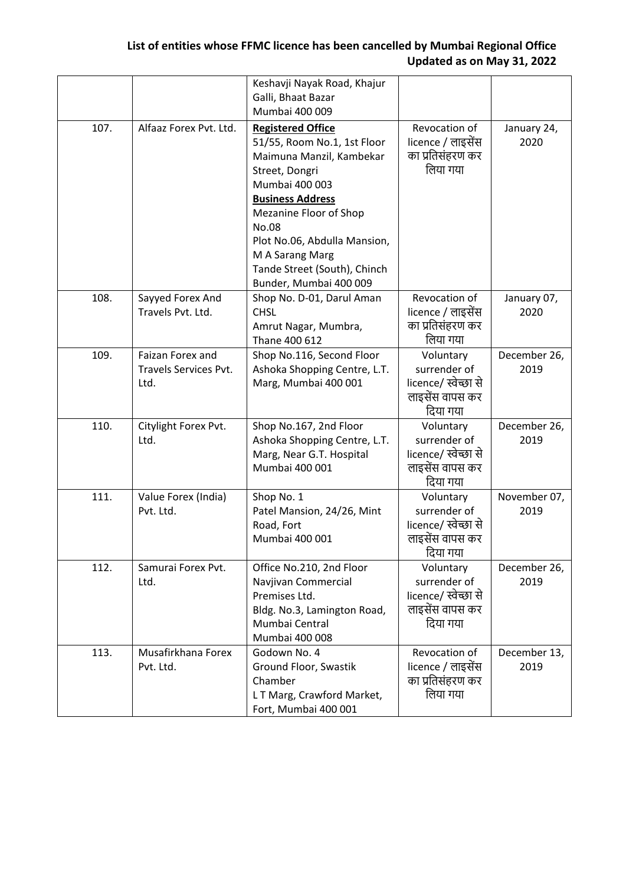**List of entities whose FFMC licence has been cancelled by Mumbai Regional Office**
**Updated as on May 31, 2022**

| | | | | |
|---|---|---|---|---|
| | | Keshavji Nayak Road, Khajur Galli, Bhaat Bazar<br>Mumbai 400 009 | | |
| 107. | Alfaaz Forex Pvt. Ltd. | **Registered Office**<br>51/55, Room No.1, 1st Floor<br>Maimuna Manzil, Kambekar Street, Dongri<br>Mumbai 400 003<br>**Business Address**<br>Mezanine Floor of Shop No.08<br>Plot No.06, Abdulla Mansion, M A Sarang Marg<br>Tande Street (South), Chinch Bunder, Mumbai 400 009 | Revocation of licence / लाइसेंस का प्रतिसंहरण कर लिया गया | January 24, 2020 |
| 108. | Sayyed Forex And Travels Pvt. Ltd. | Shop No. D-01, Darul Aman CHSL<br>Amrut Nagar, Mumbra, Thane 400 612 | Revocation of licence / लाइसेंस का प्रतिसंहरण कर लिया गया | January 07, 2020 |
| 109. | Faizan Forex and Travels Services Pvt. Ltd. | Shop No.116, Second Floor<br>Ashoka Shopping Centre, L.T. Marg, Mumbai 400 001 | Voluntary surrender of licence/ स्वेच्छा से लाइसेंस वापस कर दिया गया | December 26, 2019 |
| 110. | Citylight Forex Pvt. Ltd. | Shop No.167, 2nd Floor<br>Ashoka Shopping Centre, L.T. Marg, Near G.T. Hospital<br>Mumbai 400 001 | Voluntary surrender of licence/ स्वेच्छा से लाइसेंस वापस कर दिया गया | December 26, 2019 |
| 111. | Value Forex (India) Pvt. Ltd. | Shop No. 1<br>Patel Mansion, 24/26, Mint Road, Fort<br>Mumbai 400 001 | Voluntary surrender of licence/ स्वेच्छा से लाइसेंस वापस कर दिया गया | November 07, 2019 |
| 112. | Samurai Forex Pvt. Ltd. | Office No.210, 2nd Floor<br>Navjivan Commercial Premises Ltd.<br>Bldg. No.3, Lamington Road, Mumbai Central<br>Mumbai 400 008 | Voluntary surrender of licence/ स्वेच्छा से लाइसेंस वापस कर दिया गया | December 26, 2019 |
| 113. | Musafirkhana Forex Pvt. Ltd. | Godown No. 4<br>Ground Floor, Swastik Chamber<br>L T Marg, Crawford Market, Fort, Mumbai 400 001 | Revocation of licence / लाइसेंस का प्रतिसंहरण कर लिया गया | December 13, 2019 |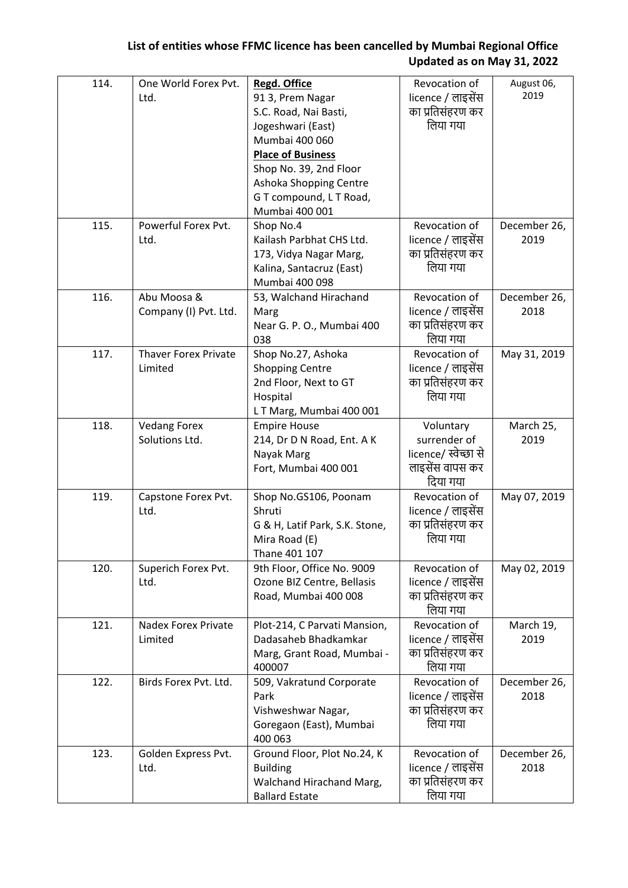**List of entities whose FFMC licence has been cancelled by Mumbai Regional Office**
**Updated as on May 31, 2022**

| | | | | |
|---|---|---|---|---|
| 114. | One World Forex Pvt. Ltd. | **Regd. Office**<br>91 3, Prem Nagar<br>S.C. Road, Nai Basti,<br>Jogeshwari (East)<br>Mumbai 400 060<br>**Place of Business**<br>Shop No. 39, 2nd Floor<br>Ashoka Shopping Centre<br>G T compound, L T Road,<br>Mumbai 400 001 | Revocation of licence / लाइसेंस का प्रतिसंहरण कर लिया गया | August 06, 2019 |
| 115. | Powerful Forex Pvt. Ltd. | Shop No.4<br>Kailash Parbhat CHS Ltd.<br>173, Vidya Nagar Marg,<br>Kalina, Santacruz (East)<br>Mumbai 400 098 | Revocation of licence / लाइसेंस का प्रतिसंहरण कर लिया गया | December 26, 2019 |
| 116. | Abu Moosa & Company (I) Pvt. Ltd. | 53, Walchand Hirachand Marg<br>Near G. P. O., Mumbai 400 038 | Revocation of licence / लाइसेंस का प्रतिसंहरण कर लिया गया | December 26, 2018 |
| 117. | Thaver Forex Private Limited | Shop No.27, Ashoka Shopping Centre<br>2nd Floor, Next to GT Hospital<br>L T Marg, Mumbai 400 001 | Revocation of licence / लाइसेंस का प्रतिसंहरण कर लिया गया | May 31, 2019 |
| 118. | Vedang Forex Solutions Ltd. | Empire House<br>214, Dr D N Road, Ent. A K Nayak Marg<br>Fort, Mumbai 400 001 | Voluntary surrender of licence/ स्वेच्छा से लाइसेंस वापस कर दिया गया | March 25, 2019 |
| 119. | Capstone Forex Pvt. Ltd. | Shop No.GS106, Poonam Shruti<br>G & H, Latif Park, S.K. Stone,<br>Mira Road (E)<br>Thane 401 107 | Revocation of licence / लाइसेंस का प्रतिसंहरण कर लिया गया | May 07, 2019 |
| 120. | Superich Forex Pvt. Ltd. | 9th Floor, Office No. 9009<br>Ozone BIZ Centre, Bellasis Road, Mumbai 400 008 | Revocation of licence / लाइसेंस का प्रतिसंहरण कर लिया गया | May 02, 2019 |
| 121. | Nadex Forex Private Limited | Plot-214, C Parvati Mansion,<br>Dadasaheb Bhadkamkar Marg, Grant Road, Mumbai - 400007 | Revocation of licence / लाइसेंस का प्रतिसंहरण कर लिया गया | March 19, 2019 |
| 122. | Birds Forex Pvt. Ltd. | 509, Vakratund Corporate Park<br>Vishweshwar Nagar,<br>Goregaon (East), Mumbai 400 063 | Revocation of licence / लाइसेंस का प्रतिसंहरण कर लिया गया | December 26, 2018 |
| 123. | Golden Express Pvt. Ltd. | Ground Floor, Plot No.24, K Building<br>Walchand Hirachand Marg,<br>Ballard Estate | Revocation of licence / लाइसेंस का प्रतिसंहरण कर लिया गया | December 26, 2018 |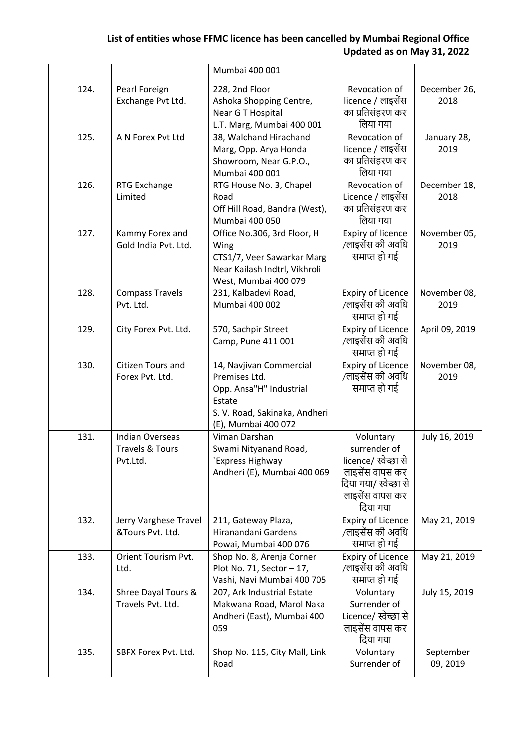**List of entities whose FFMC licence has been cancelled by Mumbai Regional Office**
**Updated as on May 31, 2022**

| | | | | |
|---|---|---|---|---|
| | | Mumbai 400 001 | | |
| 124. | Pearl Foreign Exchange Pvt Ltd. | 228, 2nd Floor Ashoka Shopping Centre, Near G T Hospital L.T. Marg, Mumbai 400 001 | Revocation of licence / लाइसेंस का प्रतिसंहरण कर लिया गया | December 26, 2018 |
| 125. | A N Forex Pvt Ltd | 38, Walchand Hirachand Marg, Opp. Arya Honda Showroom, Near G.P.O., Mumbai 400 001 | Revocation of licence / लाइसेंस का प्रतिसंहरण कर लिया गया | January 28, 2019 |
| 126. | RTG Exchange Limited | RTG House No. 3, Chapel Road Off Hill Road, Bandra (West), Mumbai 400 050 | Revocation of Licence / लाइसेंस का प्रतिसंहरण कर लिया गया | December 18, 2018 |
| 127. | Kammy Forex and Gold India Pvt. Ltd. | Office No.306, 3rd Floor, H Wing CTS1/7, Veer Sawarkar Marg Near Kailash Indtrl, Vikhroli West, Mumbai 400 079 | Expiry of licence /लाइसेंस की अवधि समाप्त हो गई | November 05, 2019 |
| 128. | Compass Travels Pvt. Ltd. | 231, Kalbadevi Road, Mumbai 400 002 | Expiry of Licence /लाइसेंस की अवधि समाप्त हो गई | November 08, 2019 |
| 129. | City Forex Pvt. Ltd. | 570, Sachpir Street Camp, Pune 411 001 | Expiry of Licence /लाइसेंस की अवधि समाप्त हो गई | April 09, 2019 |
| 130. | Citizen Tours and Forex Pvt. Ltd. | 14, Navjivan Commercial Premises Ltd. Opp. Ansa"H" Industrial Estate S. V. Road, Sakinaka, Andheri (E), Mumbai 400 072 | Expiry of Licence /लाइसेंस की अवधि समाप्त हो गई | November 08, 2019 |
| 131. | Indian Overseas Travels & Tours Pvt.Ltd. | Viman Darshan Swami Nityanand Road, `Express Highway Andheri (E), Mumbai 400 069 | Voluntary surrender of licence/ स्वेच्छा से लाइसेंस वापस कर दिया गया/ स्वेच्छा से लाइसेंस वापस कर दिया गया | July 16, 2019 |
| 132. | Jerry Varghese Travel &Tours Pvt. Ltd. | 211, Gateway Plaza, Hiranandani Gardens Powai, Mumbai 400 076 | Expiry of Licence /लाइसेंस की अवधि समाप्त हो गई | May 21, 2019 |
| 133. | Orient Tourism Pvt. Ltd. | Shop No. 8, Arenja Corner Plot No. 71, Sector – 17, Vashi, Navi Mumbai 400 705 | Expiry of Licence /लाइसेंस की अवधि समाप्त हो गई | May 21, 2019 |
| 134. | Shree Dayal Tours & Travels Pvt. Ltd. | 207, Ark Industrial Estate Makwana Road, Marol Naka Andheri (East), Mumbai 400 059 | Voluntary Surrender of Licence/ स्वेच्छा से लाइसेंस वापस कर दिया गया | July 15, 2019 |
| 135. | SBFX Forex Pvt. Ltd. | Shop No. 115, City Mall, Link Road | Voluntary Surrender of | September 09, 2019 |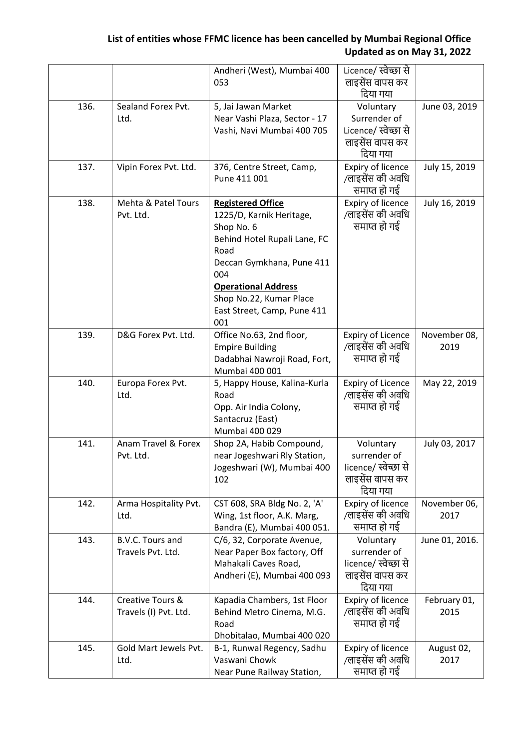**List of entities whose FFMC licence has been cancelled by Mumbai Regional Office Updated as on May 31, 2022**

| | | | | |
|---|---|---|---|---|
| | | Andheri (West), Mumbai 400 053 | Licence/ स्वेच्छा से लाइसेंस वापस कर दिया गया | |
| 136. | Sealand Forex Pvt. Ltd. | 5, Jai Jawan Market Near Vashi Plaza, Sector - 17 Vashi, Navi Mumbai 400 705 | Voluntary Surrender of Licence/ स्वेच्छा से लाइसेंस वापस कर दिया गया | June 03, 2019 |
| 137. | Vipin Forex Pvt. Ltd. | 376, Centre Street, Camp, Pune 411 001 | Expiry of licence /लाइसेंस की अवधि समाप्त हो गई | July 15, 2019 |
| 138. | Mehta & Patel Tours Pvt. Ltd. | **Registered Office** 1225/D, Karnik Heritage, Shop No. 6 Behind Hotel Rupali Lane, FC Road Deccan Gymkhana, Pune 411 004 **Operational Address** Shop No.22, Kumar Place East Street, Camp, Pune 411 001 | Expiry of licence /लाइसेंस की अवधि समाप्त हो गई | July 16, 2019 |
| 139. | D&G Forex Pvt. Ltd. | Office No.63, 2nd floor, Empire Building Dadabhai Nawroji Road, Fort, Mumbai 400 001 | Expiry of Licence /लाइसेंस की अवधि समाप्त हो गई | November 08, 2019 |
| 140. | Europa Forex Pvt. Ltd. | 5, Happy House, Kalina-Kurla Road Opp. Air India Colony, Santacruz (East) Mumbai 400 029 | Expiry of Licence /लाइसेंस की अवधि समाप्त हो गई | May 22, 2019 |
| 141. | Anam Travel & Forex Pvt. Ltd. | Shop 2A, Habib Compound, near Jogeshwari Rly Station, Jogeshwari (W), Mumbai 400 102 | Voluntary surrender of licence/ स्वेच्छा से लाइसेंस वापस कर दिया गया | July 03, 2017 |
| 142. | Arma Hospitality Pvt. Ltd. | CST 608, SRA Bldg No. 2, 'A' Wing, 1st floor, A.K. Marg, Bandra (E), Mumbai 400 051. | Expiry of licence /लाइसेंस की अवधि समाप्त हो गई | November 06, 2017 |
| 143. | B.V.C. Tours and Travels Pvt. Ltd. | C/6, 32, Corporate Avenue, Near Paper Box factory, Off Mahakali Caves Road, Andheri (E), Mumbai 400 093 | Voluntary surrender of licence/ स्वेच्छा से लाइसेंस वापस कर दिया गया | June 01, 2016. |
| 144. | Creative Tours & Travels (I) Pvt. Ltd. | Kapadia Chambers, 1st Floor Behind Metro Cinema, M.G. Road Dhobitalao, Mumbai 400 020 | Expiry of licence /लाइसेंस की अवधि समाप्त हो गई | February 01, 2015 |
| 145. | Gold Mart Jewels Pvt. Ltd. | B-1, Runwal Regency, Sadhu Vaswani Chowk Near Pune Railway Station, | Expiry of licence /लाइसेंस की अवधि समाप्त हो गई | August 02, 2017 |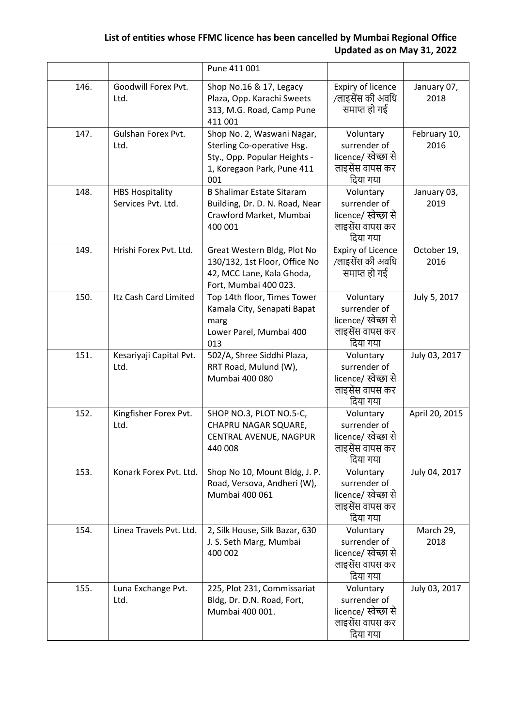**List of entities whose FFMC licence has been cancelled by Mumbai Regional Office**
**Updated as on May 31, 2022**

| | | | | |
|---|---|---|---|---|
| | | Pune 411 001 | | |
| 146. | Goodwill Forex Pvt. Ltd. | Shop No.16 & 17, Legacy Plaza, Opp. Karachi Sweets 313, M.G. Road, Camp Pune 411 001 | Expiry of licence /लाइसेंस की अवधि समाप्त हो गई | January 07, 2018 |
| 147. | Gulshan Forex Pvt. Ltd. | Shop No. 2, Waswani Nagar, Sterling Co-operative Hsg. Sty., Opp. Popular Heights - 1, Koregaon Park, Pune 411 001 | Voluntary surrender of licence/ स्वेच्छा से लाइसेंस वापस कर दिया गया | February 10, 2016 |
| 148. | HBS Hospitality Services Pvt. Ltd. | B Shalimar Estate Sitaram Building, Dr. D. N. Road, Near Crawford Market, Mumbai 400 001 | Voluntary surrender of licence/ स्वेच्छा से लाइसेंस वापस कर दिया गया | January 03, 2019 |
| 149. | Hrishi Forex Pvt. Ltd. | Great Western Bldg, Plot No 130/132, 1st Floor, Office No 42, MCC Lane, Kala Ghoda, Fort, Mumbai 400 023. | Expiry of Licence /लाइसेंस की अवधि समाप्त हो गई | October 19, 2016 |
| 150. | Itz Cash Card Limited | Top 14th floor, Times Tower Kamala City, Senapati Bapat marg Lower Parel, Mumbai 400 013 | Voluntary surrender of licence/ स्वेच्छा से लाइसेंस वापस कर दिया गया | July 5, 2017 |
| 151. | Kesariyaji Capital Pvt. Ltd. | 502/A, Shree Siddhi Plaza, RRT Road, Mulund (W), Mumbai 400 080 | Voluntary surrender of licence/ स्वेच्छा से लाइसेंस वापस कर दिया गया | July 03, 2017 |
| 152. | Kingfisher Forex Pvt. Ltd. | SHOP NO.3, PLOT NO.5-C, CHAPRU NAGAR SQUARE, CENTRAL AVENUE, NAGPUR 440 008 | Voluntary surrender of licence/ स्वेच्छा से लाइसेंस वापस कर दिया गया | April 20, 2015 |
| 153. | Konark Forex Pvt. Ltd. | Shop No 10, Mount Bldg, J. P. Road, Versova, Andheri (W), Mumbai 400 061 | Voluntary surrender of licence/ स्वेच्छा से लाइसेंस वापस कर दिया गया | July 04, 2017 |
| 154. | Linea Travels Pvt. Ltd. | 2, Silk House, Silk Bazar, 630 J. S. Seth Marg, Mumbai 400 002 | Voluntary surrender of licence/ स्वेच्छा से लाइसेंस वापस कर दिया गया | March 29, 2018 |
| 155. | Luna Exchange Pvt. Ltd. | 225, Plot 231, Commissariat Bldg, Dr. D.N. Road, Fort, Mumbai 400 001. | Voluntary surrender of licence/ स्वेच्छा से लाइसेंस वापस कर दिया गया | July 03, 2017 |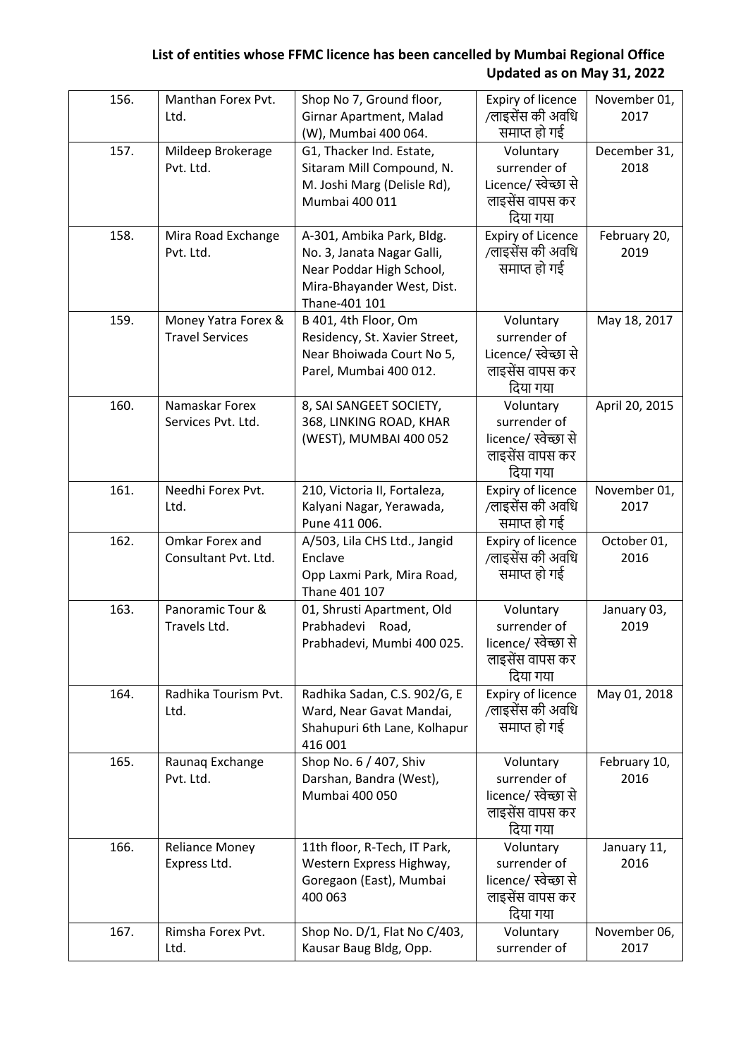**List of entities whose FFMC licence has been cancelled by Mumbai Regional Office**
**Updated as on May 31, 2022**

| | | | | |
|---|---|---|---|---|
| 156. | Manthan Forex Pvt. Ltd. | Shop No 7, Ground floor, Girnar Apartment, Malad (W), Mumbai 400 064. | Expiry of licence /लाइसेंस की अवधि समाप्त हो गई | November 01, 2017 |
| 157. | Mildeep Brokerage Pvt. Ltd. | G1, Thacker Ind. Estate, Sitaram Mill Compound, N. M. Joshi Marg (Delisle Rd), Mumbai 400 011 | Voluntary surrender of Licence/ स्वेच्छा से लाइसेंस वापस कर दिया गया | December 31, 2018 |
| 158. | Mira Road Exchange Pvt. Ltd. | A-301, Ambika Park, Bldg. No. 3, Janata Nagar Galli, Near Poddar High School, Mira-Bhayander West, Dist. Thane-401 101 | Expiry of Licence /लाइसेंस की अवधि समाप्त हो गई | February 20, 2019 |
| 159. | Money Yatra Forex & Travel Services | B 401, 4th Floor, Om Residency, St. Xavier Street, Near Bhoiwada Court No 5, Parel, Mumbai 400 012. | Voluntary surrender of Licence/ स्वेच्छा से लाइसेंस वापस कर दिया गया | May 18, 2017 |
| 160. | Namaskar Forex Services Pvt. Ltd. | 8, SAI SANGEET SOCIETY, 368, LINKING ROAD, KHAR (WEST), MUMBAI 400 052 | Voluntary surrender of licence/ स्वेच्छा से लाइसेंस वापस कर दिया गया | April 20, 2015 |
| 161. | Needhi Forex Pvt. Ltd. | 210, Victoria II, Fortaleza, Kalyani Nagar, Yerawada, Pune 411 006. | Expiry of licence /लाइसेंस की अवधि समाप्त हो गई | November 01, 2017 |
| 162. | Omkar Forex and Consultant Pvt. Ltd. | A/503, Lila CHS Ltd., Jangid Enclave Opp Laxmi Park, Mira Road, Thane 401 107 | Expiry of licence /लाइसेंस की अवधि समाप्त हो गई | October 01, 2016 |
| 163. | Panoramic Tour & Travels Ltd. | 01, Shrusti Apartment, Old Prabhadevi Road, Prabhadevi, Mumbi 400 025. | Voluntary surrender of licence/ स्वेच्छा से लाइसेंस वापस कर दिया गया | January 03, 2019 |
| 164. | Radhika Tourism Pvt. Ltd. | Radhika Sadan, C.S. 902/G, E Ward, Near Gavat Mandai, Shahupuri 6th Lane, Kolhapur 416 001 | Expiry of licence /लाइसेंस की अवधि समाप्त हो गई | May 01, 2018 |
| 165. | Raunaq Exchange Pvt. Ltd. | Shop No. 6 / 407, Shiv Darshan, Bandra (West), Mumbai 400 050 | Voluntary surrender of licence/ स्वेच्छा से लाइसेंस वापस कर दिया गया | February 10, 2016 |
| 166. | Reliance Money Express Ltd. | 11th floor, R-Tech, IT Park, Western Express Highway, Goregaon (East), Mumbai 400 063 | Voluntary surrender of licence/ स्वेच्छा से लाइसेंस वापस कर दिया गया | January 11, 2016 |
| 167. | Rimsha Forex Pvt. Ltd. | Shop No. D/1, Flat No C/403, Kausar Baug Bldg, Opp. | Voluntary surrender of | November 06, 2017 |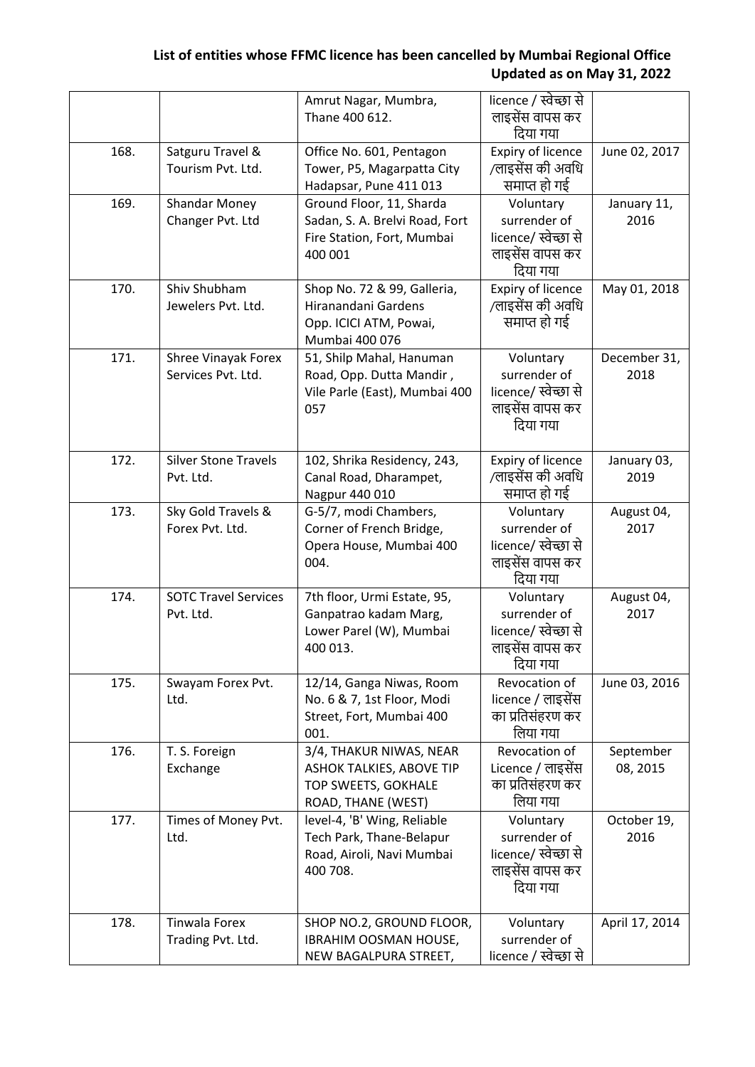**List of entities whose FFMC licence has been cancelled by Mumbai Regional Office Updated as on May 31, 2022**

| | | | | |
|---|---|---|---|---|
| | | Amrut Nagar, Mumbra, Thane 400 612. | licence / स्वेच्छा से लाइसेंस वापस कर दिया गया | |
| 168. | Satguru Travel & Tourism Pvt. Ltd. | Office No. 601, Pentagon Tower, P5, Magarpatta City Hadapsar, Pune 411 013 | Expiry of licence /लाइसेंस की अवधि समाप्त हो गई | June 02, 2017 |
| 169. | Shandar Money Changer Pvt. Ltd | Ground Floor, 11, Sharda Sadan, S. A. Brelvi Road, Fort Fire Station, Fort, Mumbai 400 001 | Voluntary surrender of licence/ स्वेच्छा से लाइसेंस वापस कर दिया गया | January 11, 2016 |
| 170. | Shiv Shubham Jewelers Pvt. Ltd. | Shop No. 72 & 99, Galleria, Hiranandani Gardens Opp. ICICI ATM, Powai, Mumbai 400 076 | Expiry of licence /लाइसेंस की अवधि समाप्त हो गई | May 01, 2018 |
| 171. | Shree Vinayak Forex Services Pvt. Ltd. | 51, Shilp Mahal, Hanuman Road, Opp. Dutta Mandir , Vile Parle (East), Mumbai 400 057 | Voluntary surrender of licence/ स्वेच्छा से लाइसेंस वापस कर दिया गया | December 31, 2018 |
| 172. | Silver Stone Travels Pvt. Ltd. | 102, Shrika Residency, 243, Canal Road, Dharampet, Nagpur 440 010 | Expiry of licence /लाइसेंस की अवधि समाप्त हो गई | January 03, 2019 |
| 173. | Sky Gold Travels & Forex Pvt. Ltd. | G-5/7, modi Chambers, Corner of French Bridge, Opera House, Mumbai 400 004. | Voluntary surrender of licence/ स्वेच्छा से लाइसेंस वापस कर दिया गया | August 04, 2017 |
| 174. | SOTC Travel Services Pvt. Ltd. | 7th floor, Urmi Estate, 95, Ganpatrao kadam Marg, Lower Parel (W), Mumbai 400 013. | Voluntary surrender of licence/ स्वेच्छा से लाइसेंस वापस कर दिया गया | August 04, 2017 |
| 175. | Swayam Forex Pvt. Ltd. | 12/14, Ganga Niwas, Room No. 6 & 7, 1st Floor, Modi Street, Fort, Mumbai 400 001. | Revocation of licence / लाइसेंस का प्रतिसंहरण कर लिया गया | June 03, 2016 |
| 176. | T. S. Foreign Exchange | 3/4, THAKUR NIWAS, NEAR ASHOK TALKIES, ABOVE TIP TOP SWEETS, GOKHALE ROAD, THANE (WEST) | Revocation of Licence / लाइसेंस का प्रतिसंहरण कर लिया गया | September 08, 2015 |
| 177. | Times of Money Pvt. Ltd. | level-4, 'B' Wing, Reliable Tech Park, Thane-Belapur Road, Airoli, Navi Mumbai 400 708. | Voluntary surrender of licence/ स्वेच्छा से लाइसेंस वापस कर दिया गया | October 19, 2016 |
| 178. | Tinwala Forex Trading Pvt. Ltd. | SHOP NO.2, GROUND FLOOR, IBRAHIM OOSMAN HOUSE, NEW BAGALPURA STREET, | Voluntary surrender of licence / स्वेच्छा से | April 17, 2014 |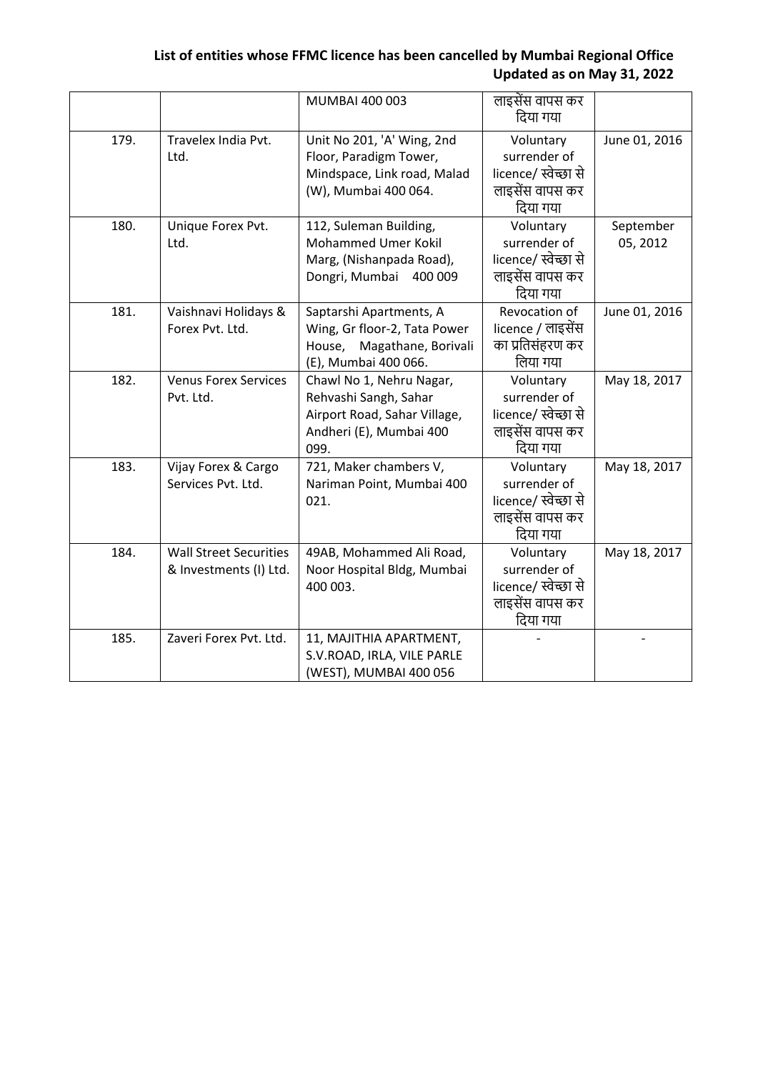## List of entities whose FFMC licence has been cancelled by Mumbai Regional Office
## Updated as on May 31, 2022

| | | | | |
|---|---|---|---|---|
| | | MUMBAI 400 003 | लाइसेंस वापस कर दिया गया | |
| 179. | Travelex India Pvt. Ltd. | Unit No 201, 'A' Wing, 2nd Floor, Paradigm Tower, Mindspace, Link road, Malad (W), Mumbai 400 064. | Voluntary surrender of licence/ स्वेच्छा से लाइसेंस वापस कर दिया गया | June 01, 2016 |
| 180. | Unique Forex Pvt. Ltd. | 112, Suleman Building, Mohammed Umer Kokil Marg, (Nishanpada Road), Dongri, Mumbai 400 009 | Voluntary surrender of licence/ स्वेच्छा से लाइसेंस वापस कर दिया गया | September 05, 2012 |
| 181. | Vaishnavi Holidays & Forex Pvt. Ltd. | Saptarshi Apartments, A Wing, Gr floor-2, Tata Power House, Magathane, Borivali (E), Mumbai 400 066. | Revocation of licence / लाइसेंस का प्रतिसंहरण कर लिया गया | June 01, 2016 |
| 182. | Venus Forex Services Pvt. Ltd. | Chawl No 1, Nehru Nagar, Rehvashi Sangh, Sahar Airport Road, Sahar Village, Andheri (E), Mumbai 400 099. | Voluntary surrender of licence/ स्वेच्छा से लाइसेंस वापस कर दिया गया | May 18, 2017 |
| 183. | Vijay Forex & Cargo Services Pvt. Ltd. | 721, Maker chambers V, Nariman Point, Mumbai 400 021. | Voluntary surrender of licence/ स्वेच्छा से लाइसेंस वापस कर दिया गया | May 18, 2017 |
| 184. | Wall Street Securities & Investments (I) Ltd. | 49AB, Mohammed Ali Road, Noor Hospital Bldg, Mumbai 400 003. | Voluntary surrender of licence/ स्वेच्छा से लाइसेंस वापस कर दिया गया | May 18, 2017 |
| 185. | Zaveri Forex Pvt. Ltd. | 11, MAJITHIA APARTMENT, S.V.ROAD, IRLA, VILE PARLE (WEST), MUMBAI 400 056 | - | - |